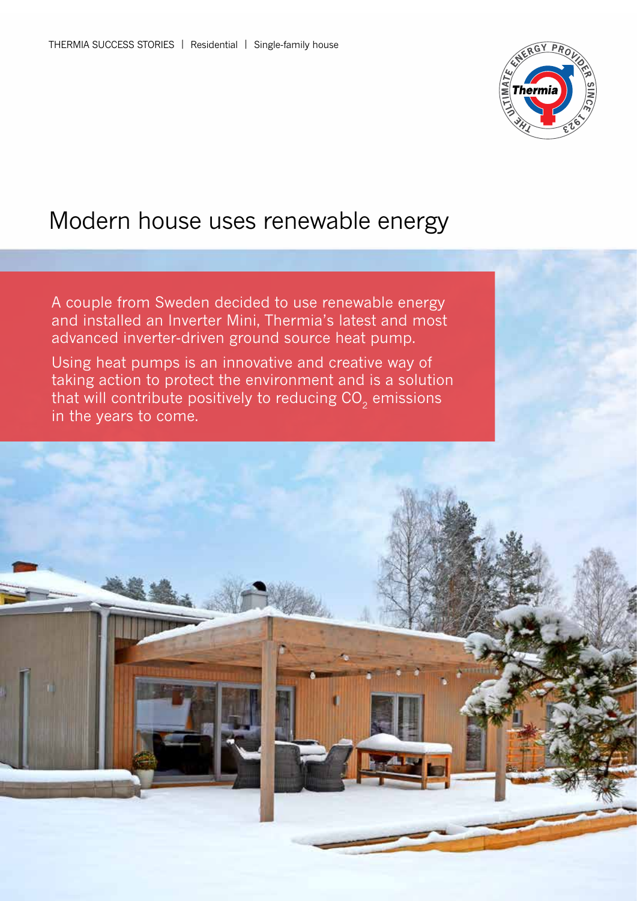THERMIA SUCCESS STORIES | Residential | Single-family house

# Modern house uses renewable energy

A couple from Sweden decided to use renewable energy and installed an Inverter Mini, Thermia's latest and most advanced inverter-driven ground source heat pump.

Using heat pumps is an innovative and creative way of taking action to protect the environment and is a solution that will contribute positively to reducing $CO_2$ emissions in the years to come.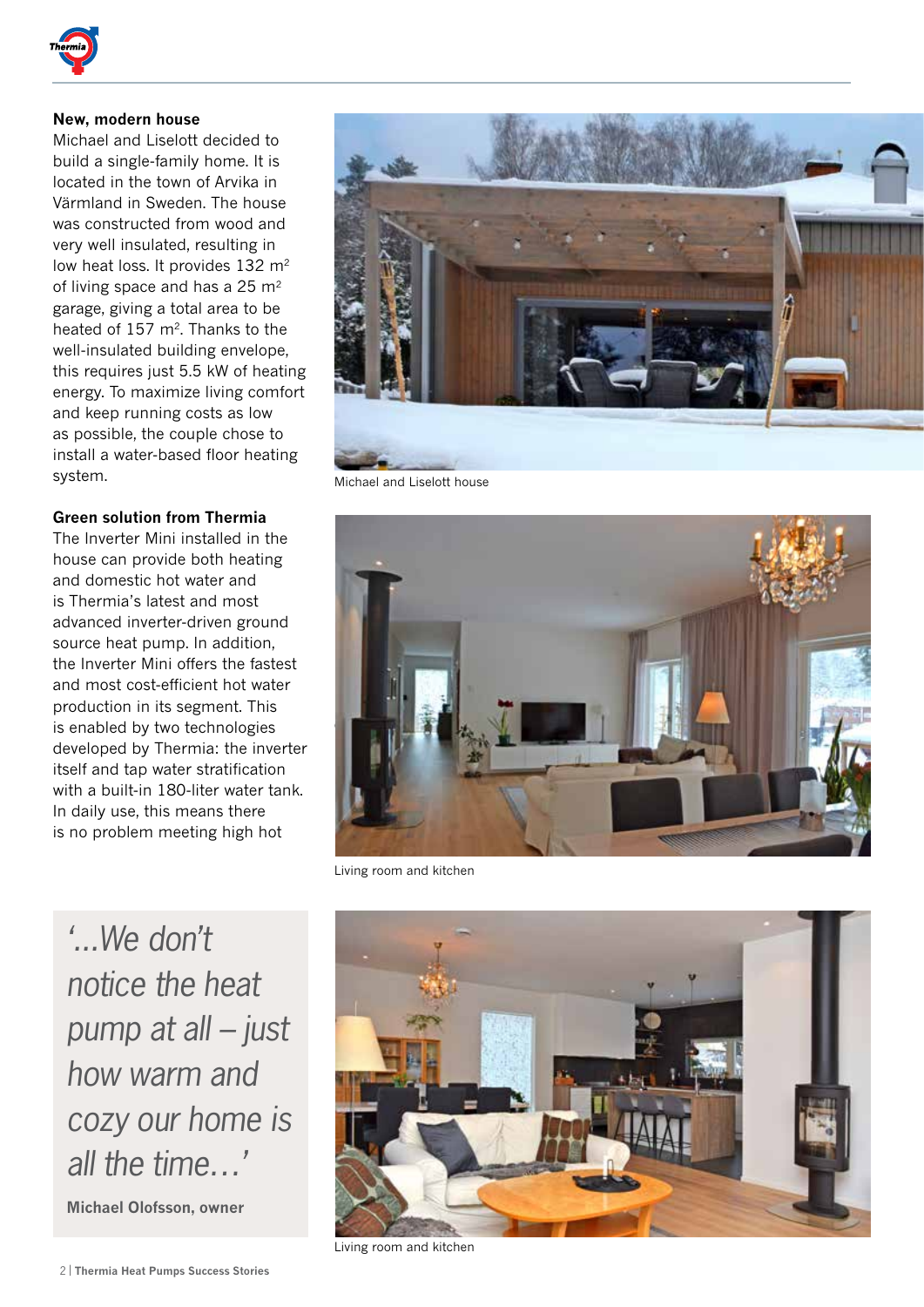### New, modern house

Michael and Liselott decided to build a single-family home. It is located in the town of Arvika in Värmland in Sweden. The house was constructed from wood and very well insulated, resulting in low heat loss. It provides 132 m$^2$ of living space and has a 25 m$^2$ garage, giving a total area to be heated of 157 m$^2$. Thanks to the well-insulated building envelope, this requires just 5.5 kW of heating energy. To maximize living comfort and keep running costs as low as possible, the couple chose to install a water-based floor heating system.

### Green solution from Thermia

The Inverter Mini installed in the house can provide both heating and domestic hot water and is Thermia's latest and most advanced inverter-driven ground source heat pump. In addition, the Inverter Mini offers the fastest and most cost-efficient hot water production in its segment. This is enabled by two technologies developed by Thermia: the inverter itself and tap water stratification with a built-in 180-liter water tank. In daily use, this means there is no problem meeting high hot

> *'...We don't notice the heat pump at all – just how warm and cozy our home is all the time...'*
>
> **Michael Olofsson, owner**

Michael and Liselott house

Living room and kitchen

Living room and kitchen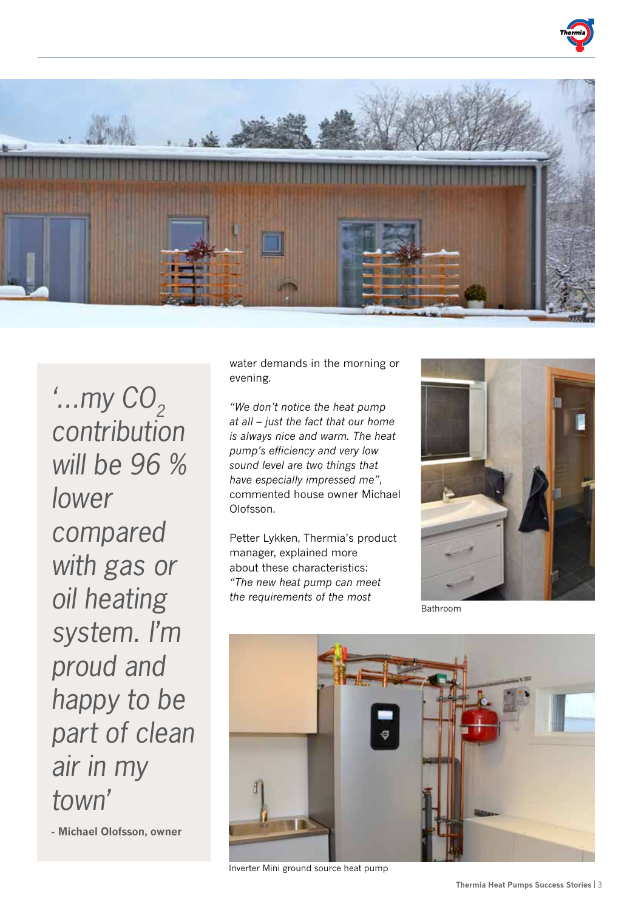*'...my $CO_2$ contribution will be 96 % lower compared with gas or oil heating system. I'm proud and happy to be part of clean air in my town'*

**- Michael Olofsson, owner**

water demands in the morning or evening.

*"We don't notice the heat pump at all – just the fact that our home is always nice and warm. The heat pump's efficiency and very low sound level are two things that have especially impressed me"*, commented house owner Michael Olofsson.

Petter Lykken, Thermia's product manager, explained more about these characteristics: *"The new heat pump can meet the requirements of the most*

Bathroom

Inverter Mini ground source heat pump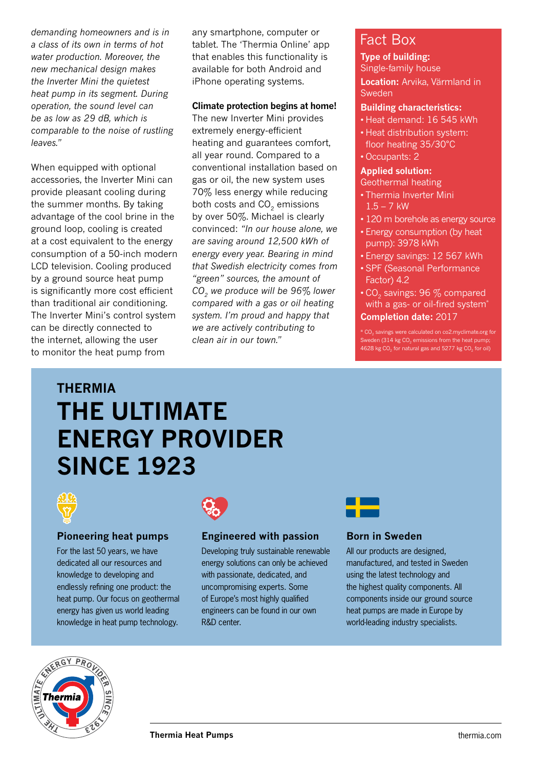*demanding homeowners and is in a class of its own in terms of hot water production. Moreover, the new mechanical design makes the Inverter Mini the quietest heat pump in its segment. During operation, the sound level can be as low as 29 dB, which is comparable to the noise of rustling leaves."*

When equipped with optional accessories, the Inverter Mini can provide pleasant cooling during the summer months. By taking advantage of the cool brine in the ground loop, cooling is created at a cost equivalent to the energy consumption of a 50-inch modern LCD television. Cooling produced by a ground source heat pump is significantly more cost efficient than traditional air conditioning. The Inverter Mini's control system can be directly connected to the internet, allowing the user to monitor the heat pump from any smartphone, computer or tablet. The 'Thermia Online' app that enables this functionality is available for both Android and iPhone operating systems.

**Climate protection begins at home!**

The new Inverter Mini provides extremely energy-efficient heating and guarantees comfort, all year round. Compared to a conventional installation based on gas or oil, the new system uses 70% less energy while reducing both costs and $CO_2$ emissions by over 50%. Michael is clearly convinced: *"In our house alone, we are saving around 12,500 kWh of energy every year. Bearing in mind that Swedish electricity comes from "green" sources, the amount of $CO_2$ we produce will be 96% lower compared with a gas or oil heating system. I'm proud and happy that we are actively contributing to clean air in our town."*

## Fact Box

**Type of building:**
Single-family house

**Location:** Arvika, Värmland in Sweden

**Building characteristics:**
- Heat demand: 16 545 kWh
- Heat distribution system: floor heating 35/30°C
- Occupants: 2

**Applied solution:**
Geothermal heating
- Thermia Inverter Mini 1.5 – 7 kW
- 120 m borehole as energy source
- Energy consumption (by heat pump): 3978 kWh
- Energy savings: 12 567 kWh
- SPF (Seasonal Performance Factor) 4.2
- $CO_2$ savings: 96 % compared with a gas- or oil-fired system*

**Completion date:** 2017

* $CO_2$ savings were calculated on co2.myclimate.org for Sweden (314 kg $CO_2$ emissions from the heat pump; 4628 kg $CO_2$ for natural gas and 5277 kg $CO_2$ for oil)

## THERMIA
# THE ULTIMATE ENERGY PROVIDER SINCE 1923

### Pioneering heat pumps

For the last 50 years, we have dedicated all our resources and knowledge to developing and endlessly refining one product: the heat pump. Our focus on geothermal energy has given us world leading knowledge in heat pump technology.

### Engineered with passion

Developing truly sustainable renewable energy solutions can only be achieved with passionate, dedicated, and uncompromising experts. Some of Europe's most highly qualified engineers can be found in our own R&D center.

### Born in Sweden

All our products are designed, manufactured, and tested in Sweden using the latest technology and the highest quality components. All components inside our ground source heat pumps are made in Europe by world-leading industry specialists.

THE ULTIMATE ENERGY PROVIDER SINCE 1923
Thermia

**Thermia Heat Pumps** thermia.com